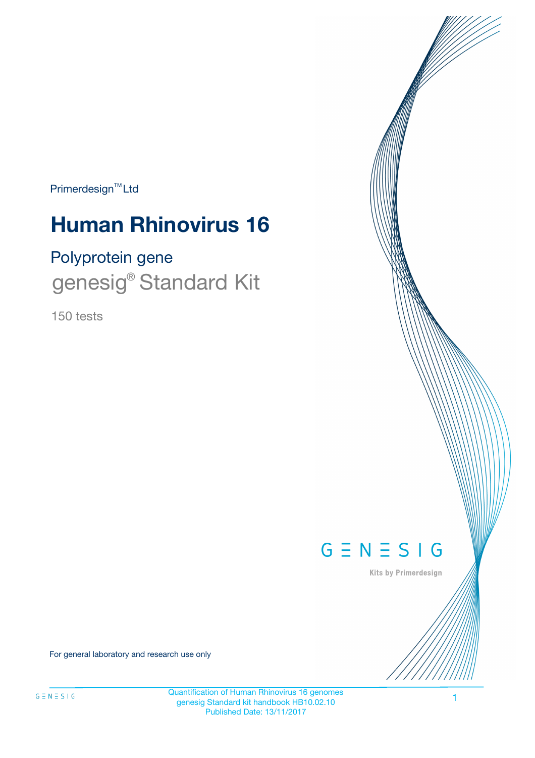Primerdesign™ Ltd

# Human Rhinovirus 16

## Polyprotein gene

genesig® Standard Kit

150 tests

GENESIG

Kits by Primerdesign

For general laboratory and research use only

Quantification of Human Rhinovirus 16 genomes
genesig Standard kit handbook HB10.02.10
Published Date: 13/11/2017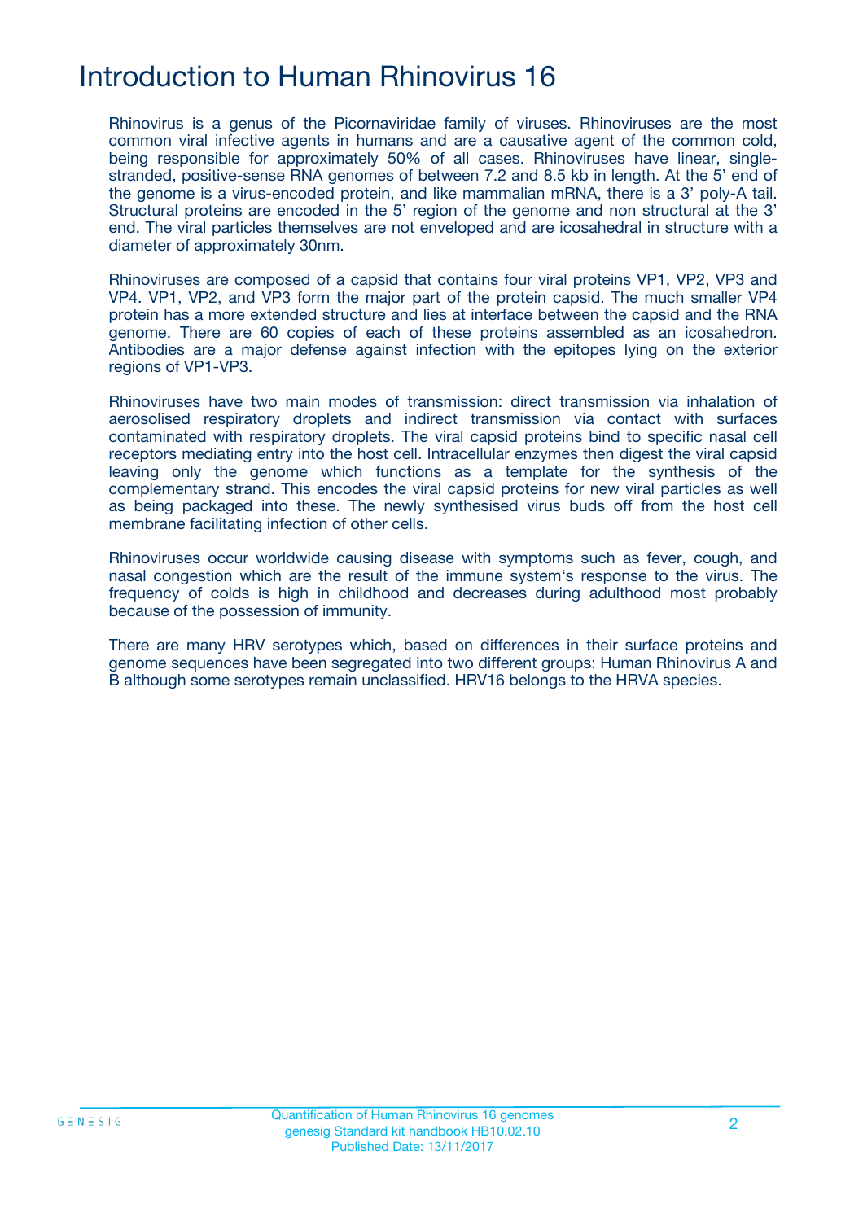# Introduction to Human Rhinovirus 16

Rhinovirus is a genus of the Picornaviridae family of viruses. Rhinoviruses are the most common viral infective agents in humans and are a causative agent of the common cold, being responsible for approximately 50% of all cases. Rhinoviruses have linear, single-stranded, positive-sense RNA genomes of between 7.2 and 8.5 kb in length. At the 5' end of the genome is a virus-encoded protein, and like mammalian mRNA, there is a 3' poly-A tail. Structural proteins are encoded in the 5' region of the genome and non structural at the 3' end. The viral particles themselves are not enveloped and are icosahedral in structure with a diameter of approximately 30nm.

Rhinoviruses are composed of a capsid that contains four viral proteins VP1, VP2, VP3 and VP4. VP1, VP2, and VP3 form the major part of the protein capsid. The much smaller VP4 protein has a more extended structure and lies at interface between the capsid and the RNA genome. There are 60 copies of each of these proteins assembled as an icosahedron. Antibodies are a major defense against infection with the epitopes lying on the exterior regions of VP1-VP3.

Rhinoviruses have two main modes of transmission: direct transmission via inhalation of aerosolised respiratory droplets and indirect transmission via contact with surfaces contaminated with respiratory droplets. The viral capsid proteins bind to specific nasal cell receptors mediating entry into the host cell. Intracellular enzymes then digest the viral capsid leaving only the genome which functions as a template for the synthesis of the complementary strand. This encodes the viral capsid proteins for new viral particles as well as being packaged into these. The newly synthesised virus buds off from the host cell membrane facilitating infection of other cells.

Rhinoviruses occur worldwide causing disease with symptoms such as fever, cough, and nasal congestion which are the result of the immune system's response to the virus. The frequency of colds is high in childhood and decreases during adulthood most probably because of the possession of immunity.

There are many HRV serotypes which, based on differences in their surface proteins and genome sequences have been segregated into two different groups: Human Rhinovirus A and B although some serotypes remain unclassified. HRV16 belongs to the HRVA species.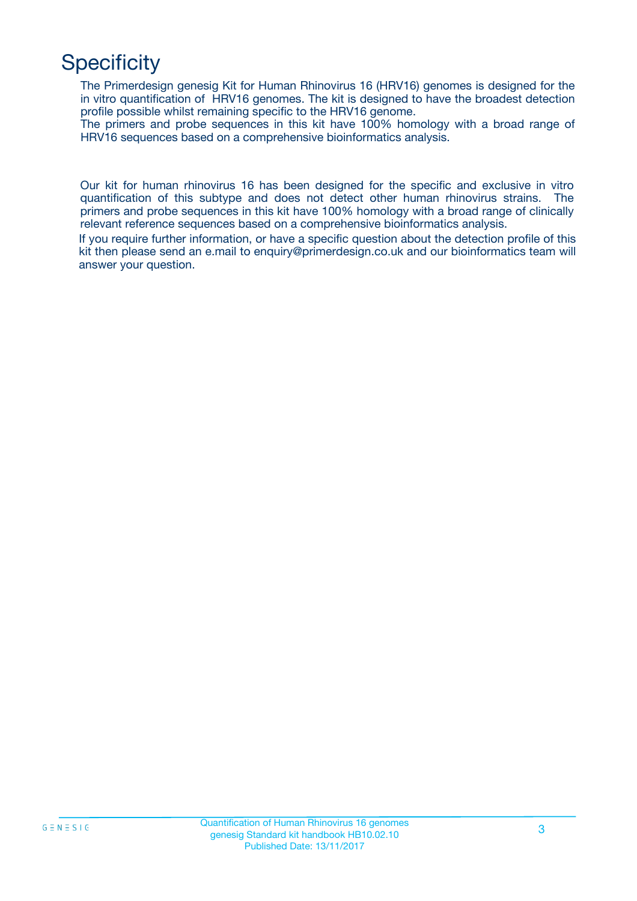# Specificity

The Primerdesign genesig Kit for Human Rhinovirus 16 (HRV16) genomes is designed for the in vitro quantification of HRV16 genomes. The kit is designed to have the broadest detection profile possible whilst remaining specific to the HRV16 genome.
The primers and probe sequences in this kit have 100% homology with a broad range of HRV16 sequences based on a comprehensive bioinformatics analysis.

Our kit for human rhinovirus 16 has been designed for the specific and exclusive in vitro quantification of this subtype and does not detect other human rhinovirus strains. The primers and probe sequences in this kit have 100% homology with a broad range of clinically relevant reference sequences based on a comprehensive bioinformatics analysis.

If you require further information, or have a specific question about the detection profile of this kit then please send an e.mail to enquiry@primerdesign.co.uk and our bioinformatics team will answer your question.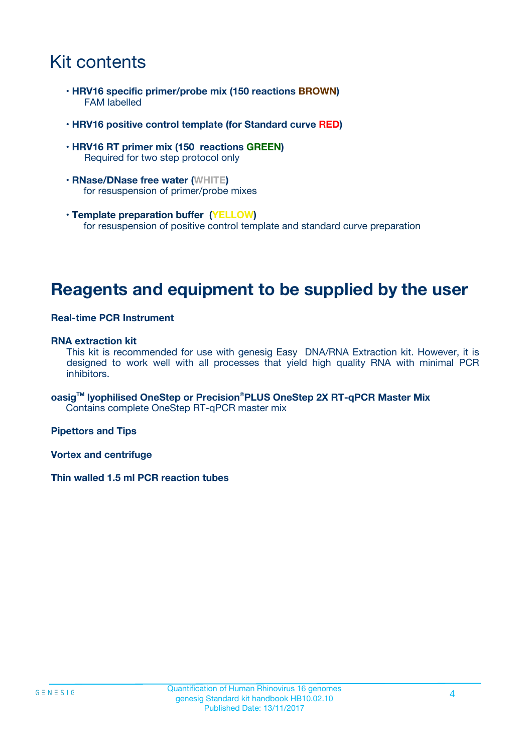# Kit contents

- **HRV16 specific primer/probe mix (150 reactions BROWN)**
  FAM labelled

- **HRV16 positive control template (for Standard curve RED)**

- **HRV16 RT primer mix (150 reactions GREEN)**
  Required for two step protocol only

- **RNase/DNase free water (WHITE)**
  for resuspension of primer/probe mixes

- **Template preparation buffer (YELLOW)**
  for resuspension of positive control template and standard curve preparation

# Reagents and equipment to be supplied by the user

**Real-time PCR Instrument**

**RNA extraction kit**

This kit is recommended for use with genesig Easy DNA/RNA Extraction kit. However, it is designed to work well with all processes that yield high quality RNA with minimal PCR inhibitors.

**oasig™ lyophilised OneStep or Precision®PLUS OneStep 2X RT-qPCR Master Mix**

Contains complete OneStep RT-qPCR master mix

**Pipettors and Tips**

**Vortex and centrifuge**

**Thin walled 1.5 ml PCR reaction tubes**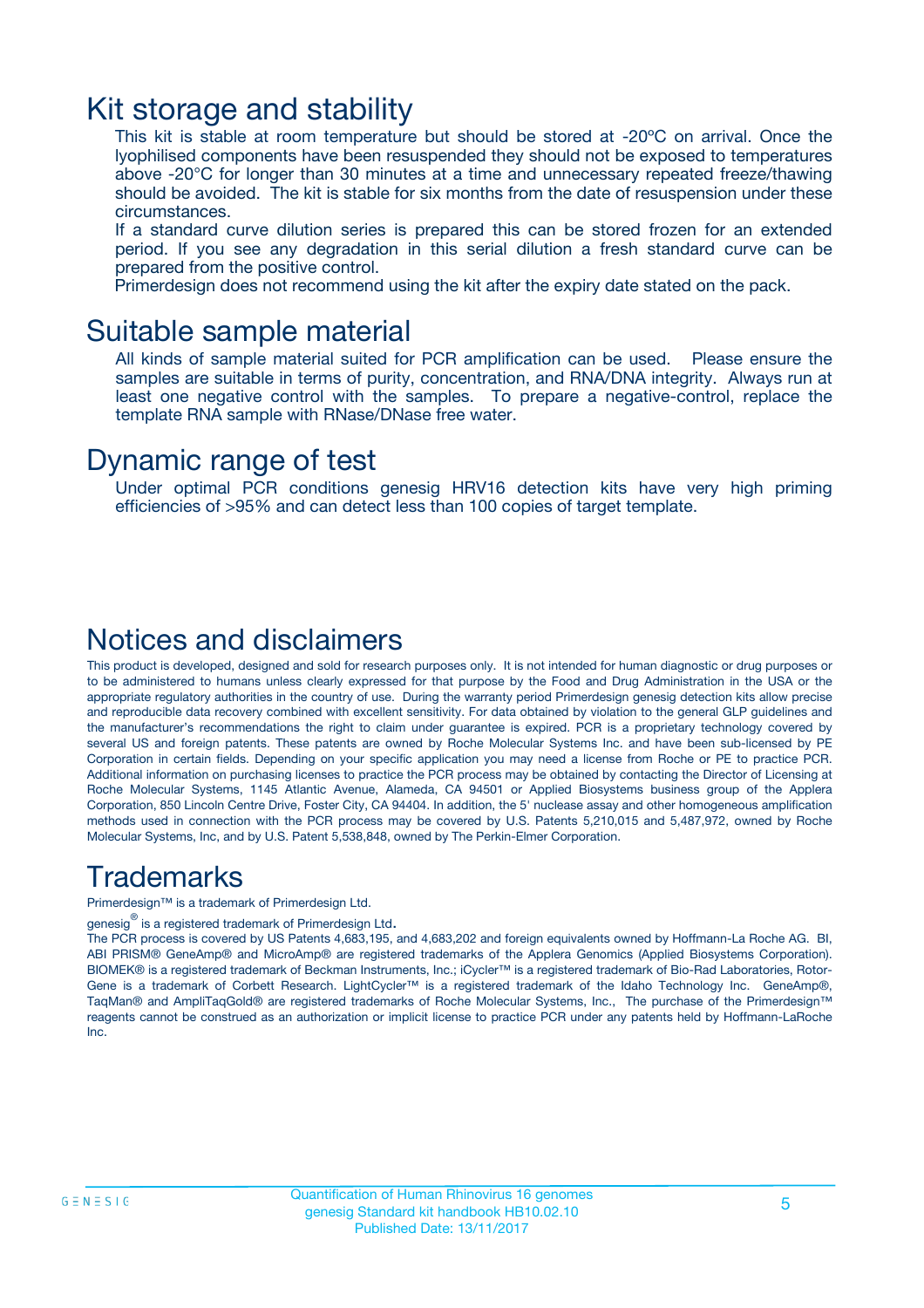# Kit storage and stability

This kit is stable at room temperature but should be stored at -20ºC on arrival. Once the lyophilised components have been resuspended they should not be exposed to temperatures above -20°C for longer than 30 minutes at a time and unnecessary repeated freeze/thawing should be avoided. The kit is stable for six months from the date of resuspension under these circumstances.

If a standard curve dilution series is prepared this can be stored frozen for an extended period. If you see any degradation in this serial dilution a fresh standard curve can be prepared from the positive control.

Primerdesign does not recommend using the kit after the expiry date stated on the pack.

# Suitable sample material

All kinds of sample material suited for PCR amplification can be used. Please ensure the samples are suitable in terms of purity, concentration, and RNA/DNA integrity. Always run at least one negative control with the samples. To prepare a negative-control, replace the template RNA sample with RNase/DNase free water.

# Dynamic range of test

Under optimal PCR conditions genesig HRV16 detection kits have very high priming efficiencies of >95% and can detect less than 100 copies of target template.

# Notices and disclaimers

This product is developed, designed and sold for research purposes only. It is not intended for human diagnostic or drug purposes or to be administered to humans unless clearly expressed for that purpose by the Food and Drug Administration in the USA or the appropriate regulatory authorities in the country of use. During the warranty period Primerdesign genesig detection kits allow precise and reproducible data recovery combined with excellent sensitivity. For data obtained by violation to the general GLP guidelines and the manufacturer's recommendations the right to claim under guarantee is expired. PCR is a proprietary technology covered by several US and foreign patents. These patents are owned by Roche Molecular Systems Inc. and have been sub-licensed by PE Corporation in certain fields. Depending on your specific application you may need a license from Roche or PE to practice PCR. Additional information on purchasing licenses to practice the PCR process may be obtained by contacting the Director of Licensing at Roche Molecular Systems, 1145 Atlantic Avenue, Alameda, CA 94501 or Applied Biosystems business group of the Applera Corporation, 850 Lincoln Centre Drive, Foster City, CA 94404. In addition, the 5' nuclease assay and other homogeneous amplification methods used in connection with the PCR process may be covered by U.S. Patents 5,210,015 and 5,487,972, owned by Roche Molecular Systems, Inc, and by U.S. Patent 5,538,848, owned by The Perkin-Elmer Corporation.

# Trademarks

Primerdesign™ is a trademark of Primerdesign Ltd.

genesig® is a registered trademark of Primerdesign Ltd.

The PCR process is covered by US Patents 4,683,195, and 4,683,202 and foreign equivalents owned by Hoffmann-La Roche AG. BI, ABI PRISM® GeneAmp® and MicroAmp® are registered trademarks of the Applera Genomics (Applied Biosystems Corporation). BIOMEK® is a registered trademark of Beckman Instruments, Inc.; iCycler™ is a registered trademark of Bio-Rad Laboratories, Rotor-Gene is a trademark of Corbett Research. LightCycler™ is a registered trademark of the Idaho Technology Inc. GeneAmp®, TaqMan® and AmpliTaqGold® are registered trademarks of Roche Molecular Systems, Inc., The purchase of the Primerdesign™ reagents cannot be construed as an authorization or implicit license to practice PCR under any patents held by Hoffmann-LaRoche Inc.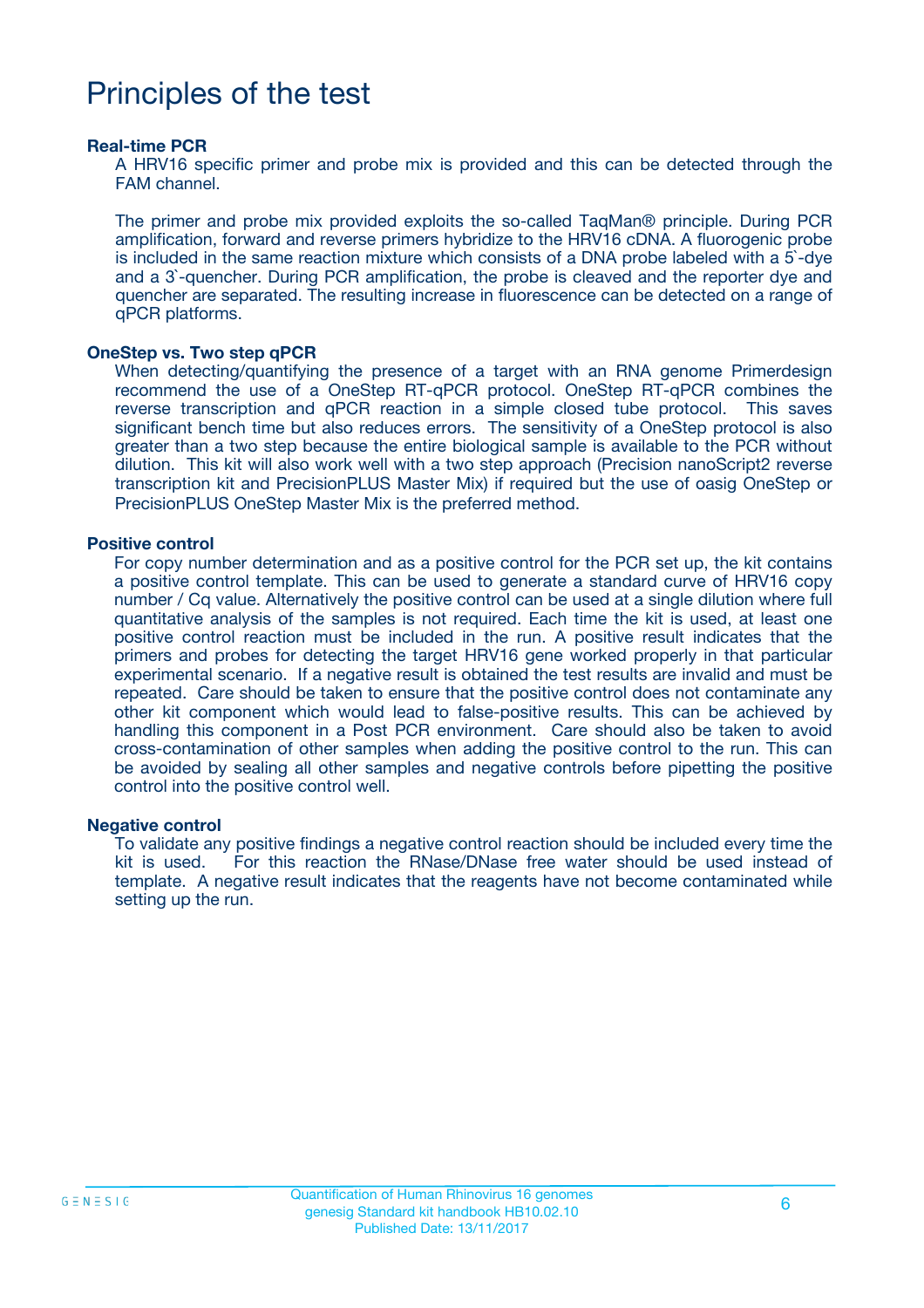# Principles of the test

### Real-time PCR

A HRV16 specific primer and probe mix is provided and this can be detected through the FAM channel.

The primer and probe mix provided exploits the so-called TaqMan® principle. During PCR amplification, forward and reverse primers hybridize to the HRV16 cDNA. A fluorogenic probe is included in the same reaction mixture which consists of a DNA probe labeled with a 5`-dye and a 3`-quencher. During PCR amplification, the probe is cleaved and the reporter dye and quencher are separated. The resulting increase in fluorescence can be detected on a range of qPCR platforms.

### OneStep vs. Two step qPCR

When detecting/quantifying the presence of a target with an RNA genome Primerdesign recommend the use of a OneStep RT-qPCR protocol. OneStep RT-qPCR combines the reverse transcription and qPCR reaction in a simple closed tube protocol. This saves significant bench time but also reduces errors. The sensitivity of a OneStep protocol is also greater than a two step because the entire biological sample is available to the PCR without dilution. This kit will also work well with a two step approach (Precision nanoScript2 reverse transcription kit and PrecisionPLUS Master Mix) if required but the use of oasig OneStep or PrecisionPLUS OneStep Master Mix is the preferred method.

### Positive control

For copy number determination and as a positive control for the PCR set up, the kit contains a positive control template. This can be used to generate a standard curve of HRV16 copy number / Cq value. Alternatively the positive control can be used at a single dilution where full quantitative analysis of the samples is not required. Each time the kit is used, at least one positive control reaction must be included in the run. A positive result indicates that the primers and probes for detecting the target HRV16 gene worked properly in that particular experimental scenario. If a negative result is obtained the test results are invalid and must be repeated. Care should be taken to ensure that the positive control does not contaminate any other kit component which would lead to false-positive results. This can be achieved by handling this component in a Post PCR environment. Care should also be taken to avoid cross-contamination of other samples when adding the positive control to the run. This can be avoided by sealing all other samples and negative controls before pipetting the positive control into the positive control well.

### Negative control

To validate any positive findings a negative control reaction should be included every time the kit is used. For this reaction the RNase/DNase free water should be used instead of template. A negative result indicates that the reagents have not become contaminated while setting up the run.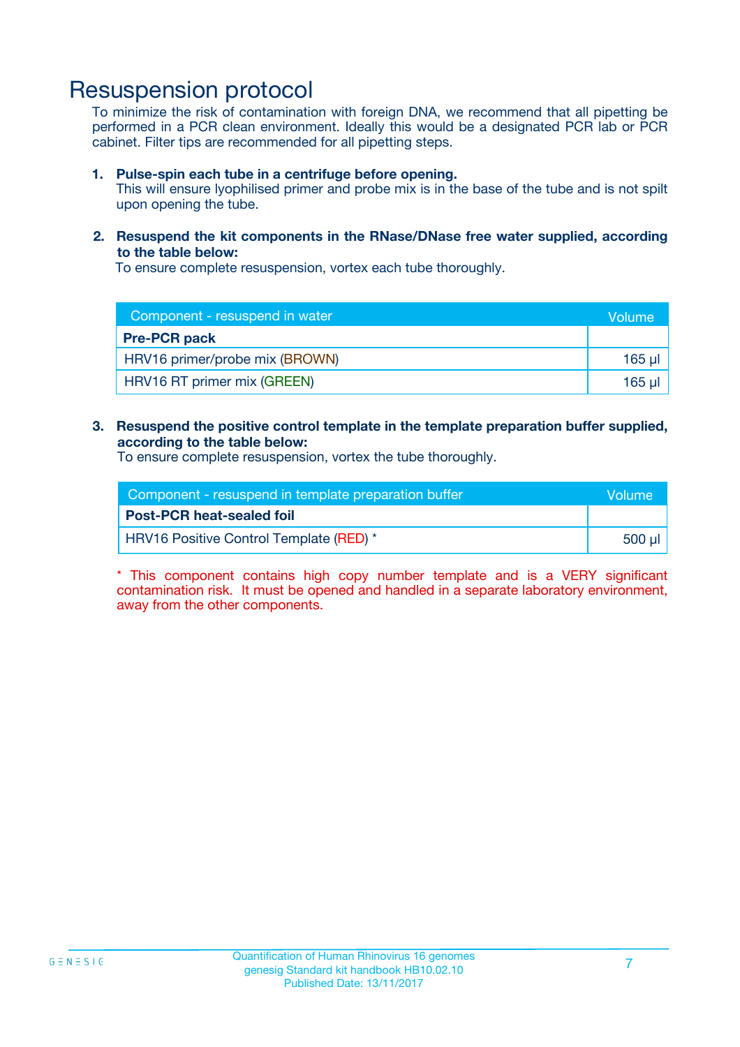# Resuspension protocol

To minimize the risk of contamination with foreign DNA, we recommend that all pipetting be performed in a PCR clean environment. Ideally this would be a designated PCR lab or PCR cabinet. Filter tips are recommended for all pipetting steps.

1. **Pulse-spin each tube in a centrifuge before opening.**
   This will ensure lyophilised primer and probe mix is in the base of the tube and is not spilt upon opening the tube.

2. **Resuspend the kit components in the RNase/DNase free water supplied, according to the table below:**
   To ensure complete resuspension, vortex each tube thoroughly.

| Component - resuspend in water | Volume |
|---|---|
| **Pre-PCR pack** | |
| HRV16 primer/probe mix (BROWN) | 165 µl |
| HRV16 RT primer mix (GREEN) | 165 µl |

3. **Resuspend the positive control template in the template preparation buffer supplied, according to the table below:**
   To ensure complete resuspension, vortex the tube thoroughly.

| Component - resuspend in template preparation buffer | Volume |
|---|---|
| **Post-PCR heat-sealed foil** | |
| HRV16 Positive Control Template (RED) * | 500 µl |

* This component contains high copy number template and is a VERY significant contamination risk. It must be opened and handled in a separate laboratory environment, away from the other components.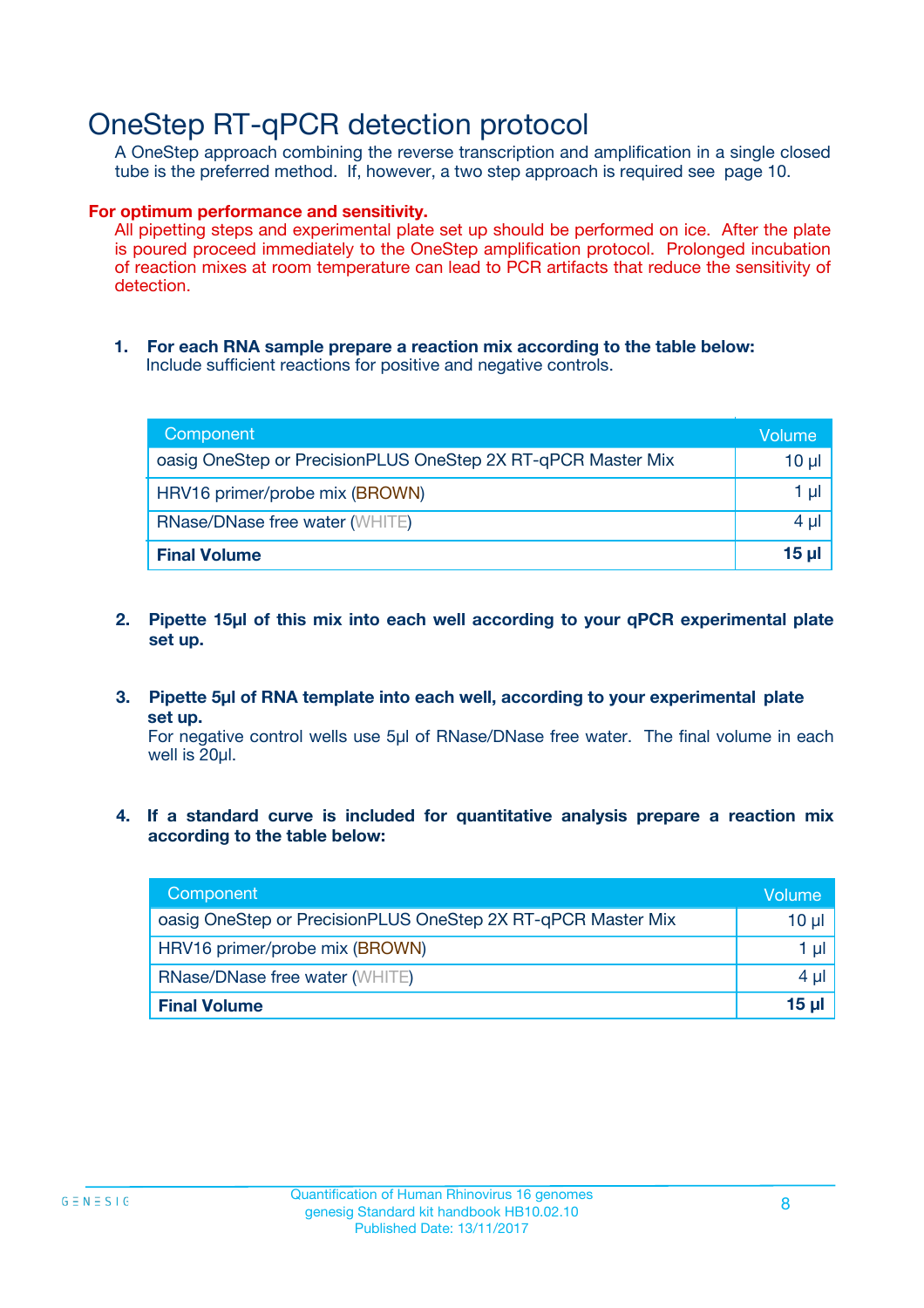# OneStep RT-qPCR detection protocol

A OneStep approach combining the reverse transcription and amplification in a single closed tube is the preferred method. If, however, a two step approach is required see page 10.

**For optimum performance and sensitivity.**

All pipetting steps and experimental plate set up should be performed on ice. After the plate is poured proceed immediately to the OneStep amplification protocol. Prolonged incubation of reaction mixes at room temperature can lead to PCR artifacts that reduce the sensitivity of detection.

1. **For each RNA sample prepare a reaction mix according to the table below:**
   Include sufficient reactions for positive and negative controls.

| Component | Volume |
| --- | --- |
| oasig OneStep or PrecisionPLUS OneStep 2X RT-qPCR Master Mix | 10 µl |
| HRV16 primer/probe mix (BROWN) | 1 µl |
| RNase/DNase free water (WHITE) | 4 µl |
| **Final Volume** | **15 µl** |

2. **Pipette 15µl of this mix into each well according to your qPCR experimental plate set up.**

3. **Pipette 5µl of RNA template into each well, according to your experimental plate set up.**
   For negative control wells use 5µl of RNase/DNase free water. The final volume in each well is 20µl.

4. **If a standard curve is included for quantitative analysis prepare a reaction mix according to the table below:**

| Component | Volume |
| --- | --- |
| oasig OneStep or PrecisionPLUS OneStep 2X RT-qPCR Master Mix | 10 µl |
| HRV16 primer/probe mix (BROWN) | 1 µl |
| RNase/DNase free water (WHITE) | 4 µl |
| **Final Volume** | **15 µl** |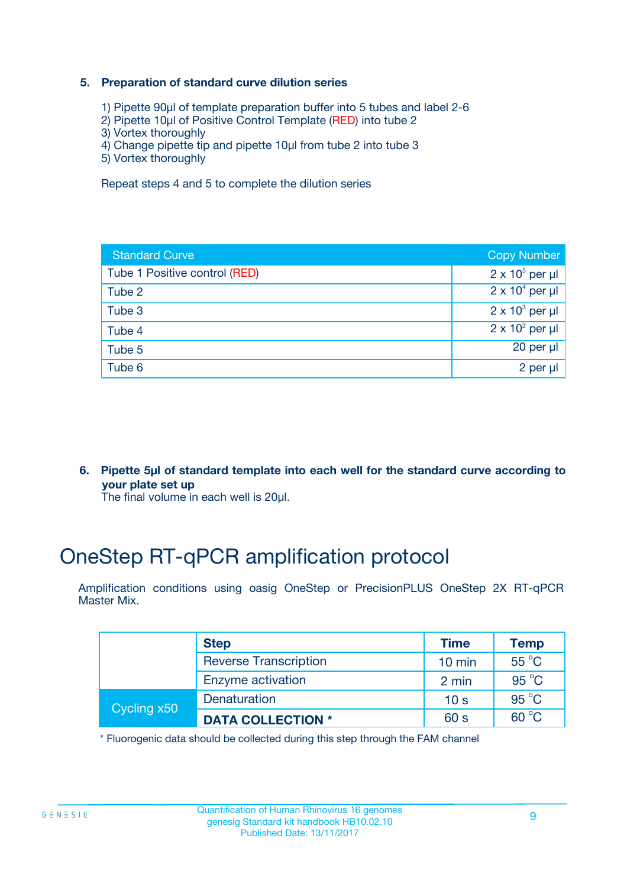### 5. Preparation of standard curve dilution series

1) Pipette 90µl of template preparation buffer into 5 tubes and label 2-6
2) Pipette 10µl of Positive Control Template (RED) into tube 2
3) Vortex thoroughly
4) Change pipette tip and pipette 10µl from tube 2 into tube 3
5) Vortex thoroughly

Repeat steps 4 and 5 to complete the dilution series

| Standard Curve | Copy Number |
|---|---|
| Tube 1 Positive control (RED) | $2 \times 10^5$ per µl |
| Tube 2 | $2 \times 10^4$ per µl |
| Tube 3 | $2 \times 10^3$ per µl |
| Tube 4 | $2 \times 10^2$ per µl |
| Tube 5 | 20 per µl |
| Tube 6 | 2 per µl |

### 6. Pipette 5µl of standard template into each well for the standard curve according to your plate set up

The final volume in each well is 20µl.

# OneStep RT-qPCR amplification protocol

Amplification conditions using oasig OneStep or PrecisionPLUS OneStep 2X RT-qPCR Master Mix.

| | Step | Time | Temp |
|---|---|---|---|
| | Reverse Transcription | 10 min | 55 °C |
| | Enzyme activation | 2 min | 95 °C |
| Cycling x50 | Denaturation | 10 s | 95 °C |
| | **DATA COLLECTION \*** | 60 s | 60 °C |

\* Fluorogenic data should be collected during this step through the FAM channel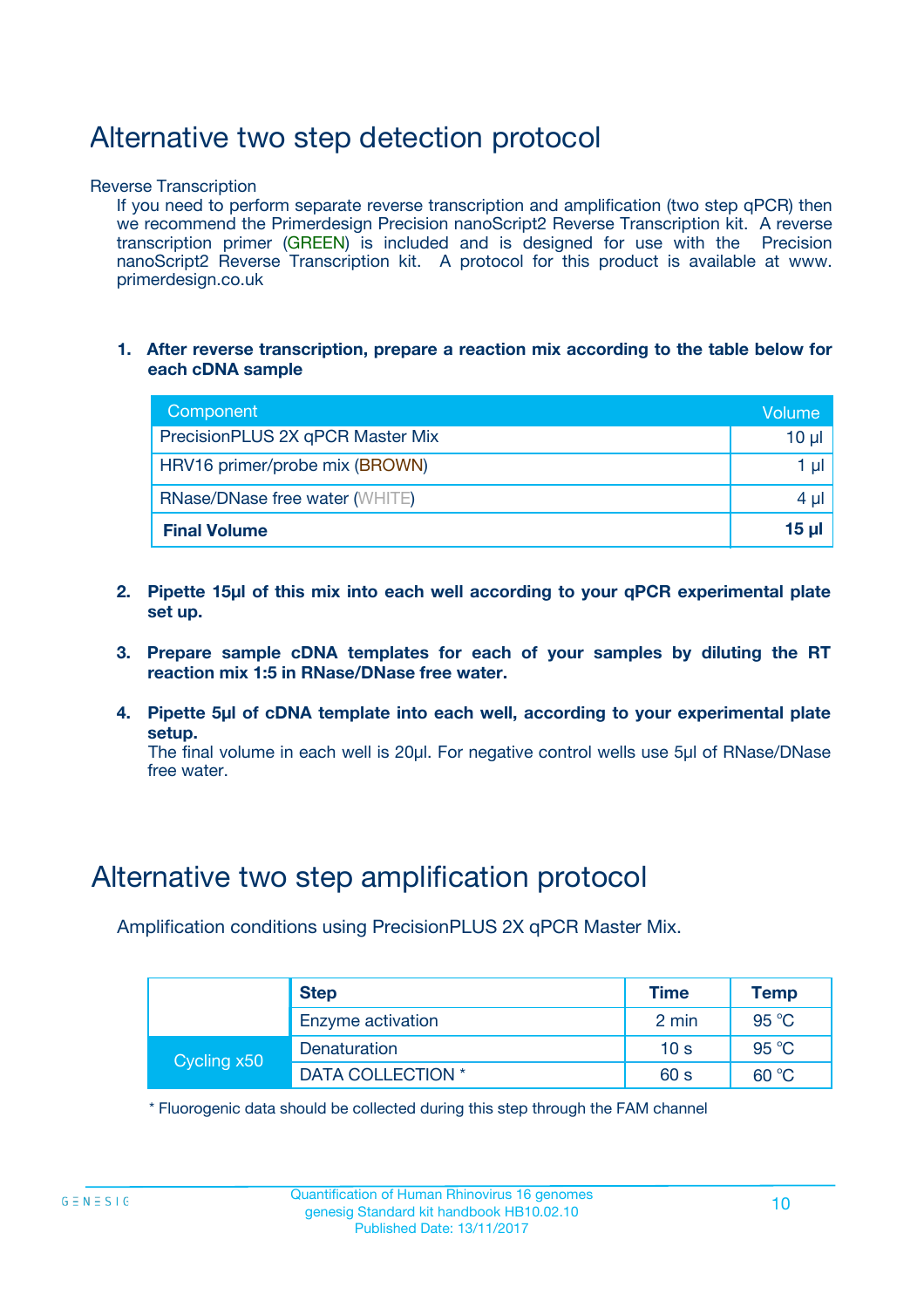# Alternative two step detection protocol

Reverse Transcription

If you need to perform separate reverse transcription and amplification (two step qPCR) then we recommend the Primerdesign Precision nanoScript2 Reverse Transcription kit. A reverse transcription primer (GREEN) is included and is designed for use with the Precision nanoScript2 Reverse Transcription kit. A protocol for this product is available at www.primerdesign.co.uk

1. **After reverse transcription, prepare a reaction mix according to the table below for each cDNA sample**

| Component | Volume |
|---|---|
| PrecisionPLUS 2X qPCR Master Mix | 10 µl |
| HRV16 primer/probe mix (BROWN) | 1 µl |
| RNase/DNase free water (WHITE) | 4 µl |
| **Final Volume** | **15 µl** |

2. **Pipette 15µl of this mix into each well according to your qPCR experimental plate set up.**

3. **Prepare sample cDNA templates for each of your samples by diluting the RT reaction mix 1:5 in RNase/DNase free water.**

4. **Pipette 5µl of cDNA template into each well, according to your experimental plate setup.**
   The final volume in each well is 20µl. For negative control wells use 5µl of RNase/DNase free water.

# Alternative two step amplification protocol

Amplification conditions using PrecisionPLUS 2X qPCR Master Mix.

| | Step | Time | Temp |
|---|---|---|---|
| | Enzyme activation | 2 min | 95 °C |
| Cycling x50 | Denaturation | 10 s | 95 °C |
| | DATA COLLECTION * | 60 s | 60 °C |

* Fluorogenic data should be collected during this step through the FAM channel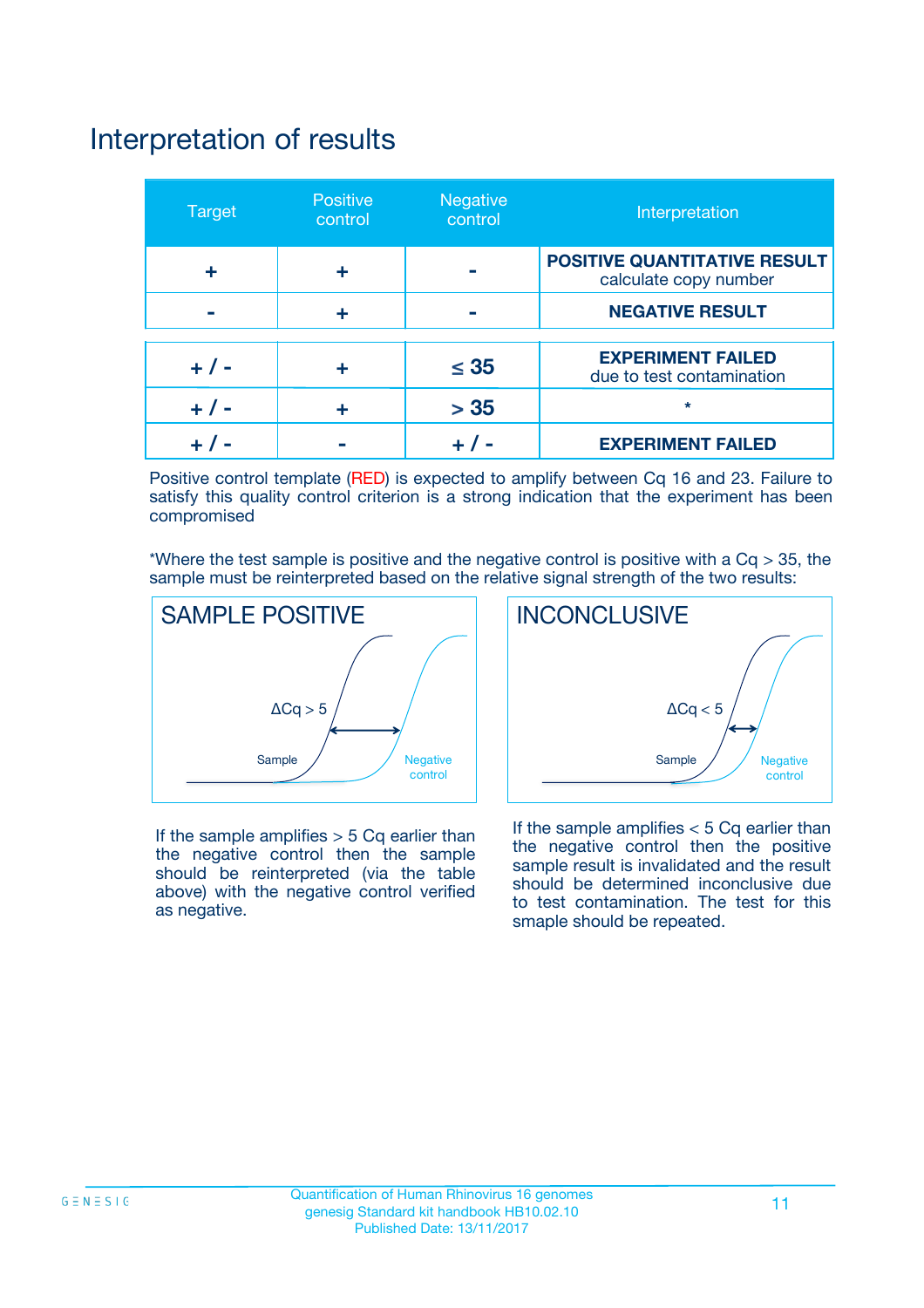# Interpretation of results

| Target | Positive control | Negative control | Interpretation |
|---|---|---|---|
| + | + | - | **POSITIVE QUANTITATIVE RESULT** calculate copy number |
| - | + | - | **NEGATIVE RESULT** |
| + / - | + | ≤ 35 | **EXPERIMENT FAILED** due to test contamination |
| + / - | + | > 35 | * |
| + / - | - | + / - | **EXPERIMENT FAILED** |

Positive control template (RED) is expected to amplify between Cq 16 and 23. Failure to satisfy this quality control criterion is a strong indication that the experiment has been compromised

*Where the test sample is positive and the negative control is positive with a Cq > 35, the sample must be reinterpreted based on the relative signal strength of the two results:

SAMPLE POSITIVE

ΔCq > 5

Sample

Negative control

INCONCLUSIVE

ΔCq < 5

Sample

Negative control

If the sample amplifies > 5 Cq earlier than the negative control then the sample should be reinterpreted (via the table above) with the negative control verified as negative.

If the sample amplifies < 5 Cq earlier than the negative control then the positive sample result is invalidated and the result should be determined inconclusive due to test contamination. The test for this smaple should be repeated.